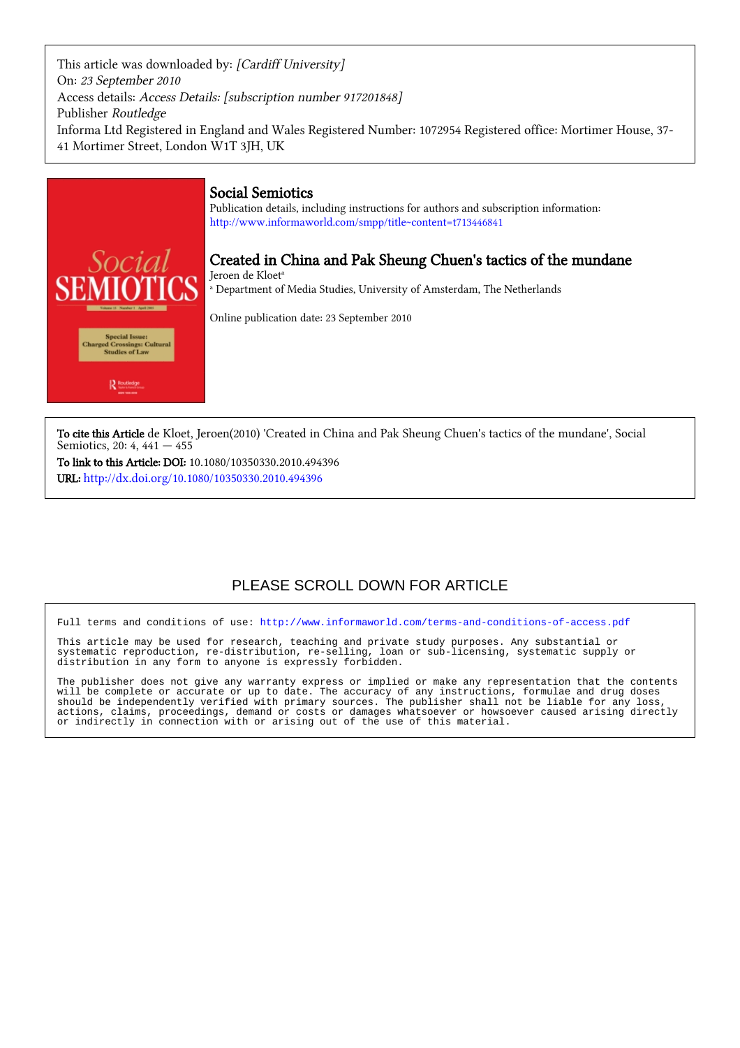This article was downloaded by: *[Cardiff University]*
On: *23 September 2010*
Access details: *Access Details: [subscription number 917201848]*
Publisher *Routledge*
Informa Ltd Registered in England and Wales Registered Number: 1072954 Registered office: Mortimer House, 37-41 Mortimer Street, London W1T 3JH, UK

## Social Semiotics

Publication details, including instructions for authors and subscription information:
http://www.informaworld.com/smpp/title~content=t713446841

# Created in China and Pak Sheung Chuen's tactics of the mundane

Jeroen de Kloet[a]

[a] Department of Media Studies, University of Amsterdam, The Netherlands

Online publication date: 23 September 2010

**To cite this Article** de Kloet, Jeroen(2010) 'Created in China and Pak Sheung Chuen's tactics of the mundane', Social Semiotics, 20: 4, 441 — 455

**To link to this Article: DOI:** 10.1080/10350330.2010.494396

**URL:** http://dx.doi.org/10.1080/10350330.2010.494396

PLEASE SCROLL DOWN FOR ARTICLE

Full terms and conditions of use: http://www.informaworld.com/terms-and-conditions-of-access.pdf

This article may be used for research, teaching and private study purposes. Any substantial or systematic reproduction, re-distribution, re-selling, loan or sub-licensing, systematic supply or distribution in any form to anyone is expressly forbidden.

The publisher does not give any warranty express or implied or make any representation that the contents will be complete or accurate or up to date. The accuracy of any instructions, formulae and drug doses should be independently verified with primary sources. The publisher shall not be liable for any loss, actions, claims, proceedings, demand or costs or damages whatsoever or howsoever caused arising directly or indirectly in connection with or arising out of the use of this material.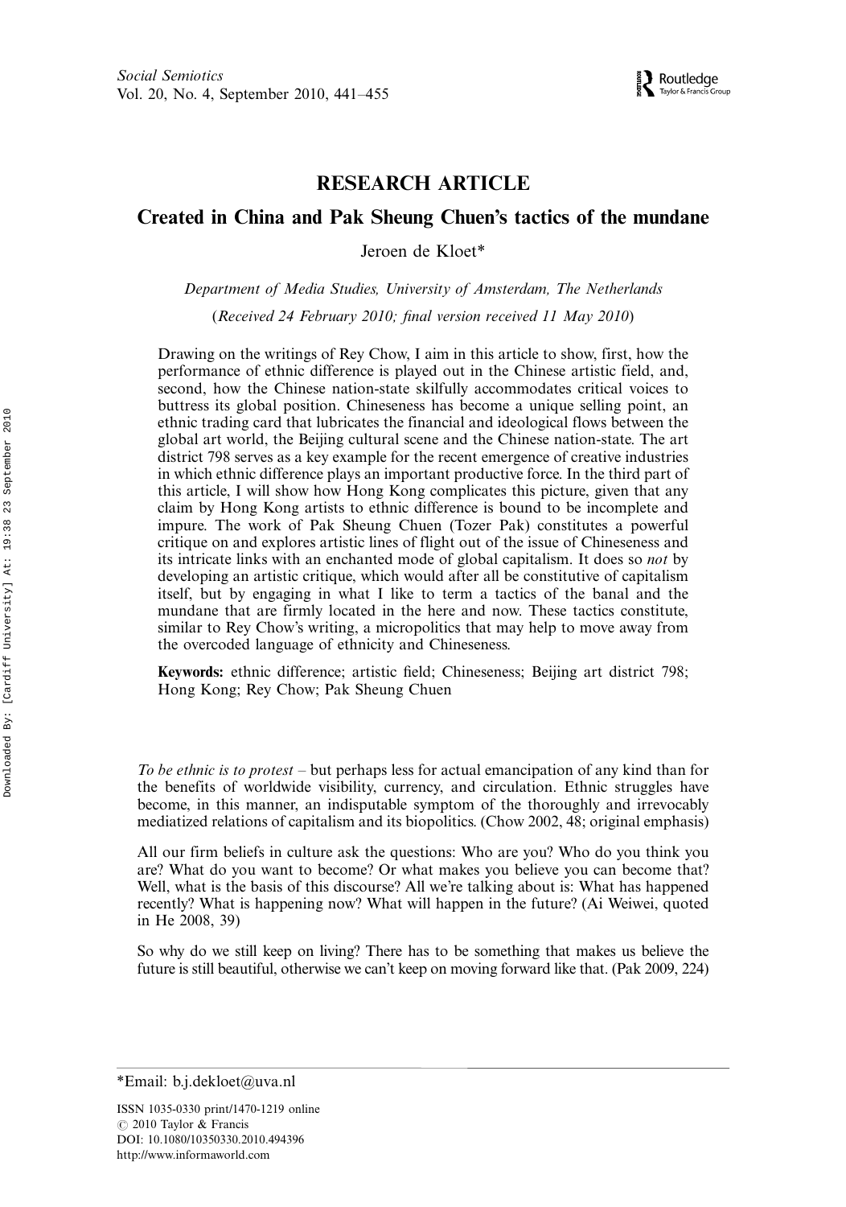## RESEARCH ARTICLE

# Created in China and Pak Sheung Chuen's tactics of the mundane

Jeroen de Kloet*

*Department of Media Studies, University of Amsterdam, The Netherlands*

(*Received 24 February 2010; final version received 11 May 2010*)

Drawing on the writings of Rey Chow, I aim in this article to show, first, how the performance of ethnic difference is played out in the Chinese artistic field, and, second, how the Chinese nation-state skilfully accommodates critical voices to buttress its global position. Chineseness has become a unique selling point, an ethnic trading card that lubricates the financial and ideological flows between the global art world, the Beijing cultural scene and the Chinese nation-state. The art district 798 serves as a key example for the recent emergence of creative industries in which ethnic difference plays an important productive force. In the third part of this article, I will show how Hong Kong complicates this picture, given that any claim by Hong Kong artists to ethnic difference is bound to be incomplete and impure. The work of Pak Sheung Chuen (Tozer Pak) constitutes a powerful critique on and explores artistic lines of flight out of the issue of Chineseness and its intricate links with an enchanted mode of global capitalism. It does so *not* by developing an artistic critique, which would after all be constitutive of capitalism itself, but by engaging in what I like to term a tactics of the banal and the mundane that are firmly located in the here and now. These tactics constitute, similar to Rey Chow's writing, a micropolitics that may help to move away from the overcoded language of ethnicity and Chineseness.

**Keywords:** ethnic difference; artistic field; Chineseness; Beijing art district 798; Hong Kong; Rey Chow; Pak Sheung Chuen

*To be ethnic is to protest* – but perhaps less for actual emancipation of any kind than for the benefits of worldwide visibility, currency, and circulation. Ethnic struggles have become, in this manner, an indisputable symptom of the thoroughly and irrevocably mediatized relations of capitalism and its biopolitics. (Chow 2002, 48; original emphasis)

All our firm beliefs in culture ask the questions: Who are you? Who do you think you are? What do you want to become? Or what makes you believe you can become that? Well, what is the basis of this discourse? All we're talking about is: What has happened recently? What is happening now? What will happen in the future? (Ai Weiwei, quoted in He 2008, 39)

So why do we still keep on living? There has to be something that makes us believe the future is still beautiful, otherwise we can't keep on moving forward like that. (Pak 2009, 224)

*Email: b.j.dekloet@uva.nl

ISSN 1035-0330 print/1470-1219 online
© 2010 Taylor & Francis
DOI: 10.1080/10350330.2010.494396
http://www.informaworld.com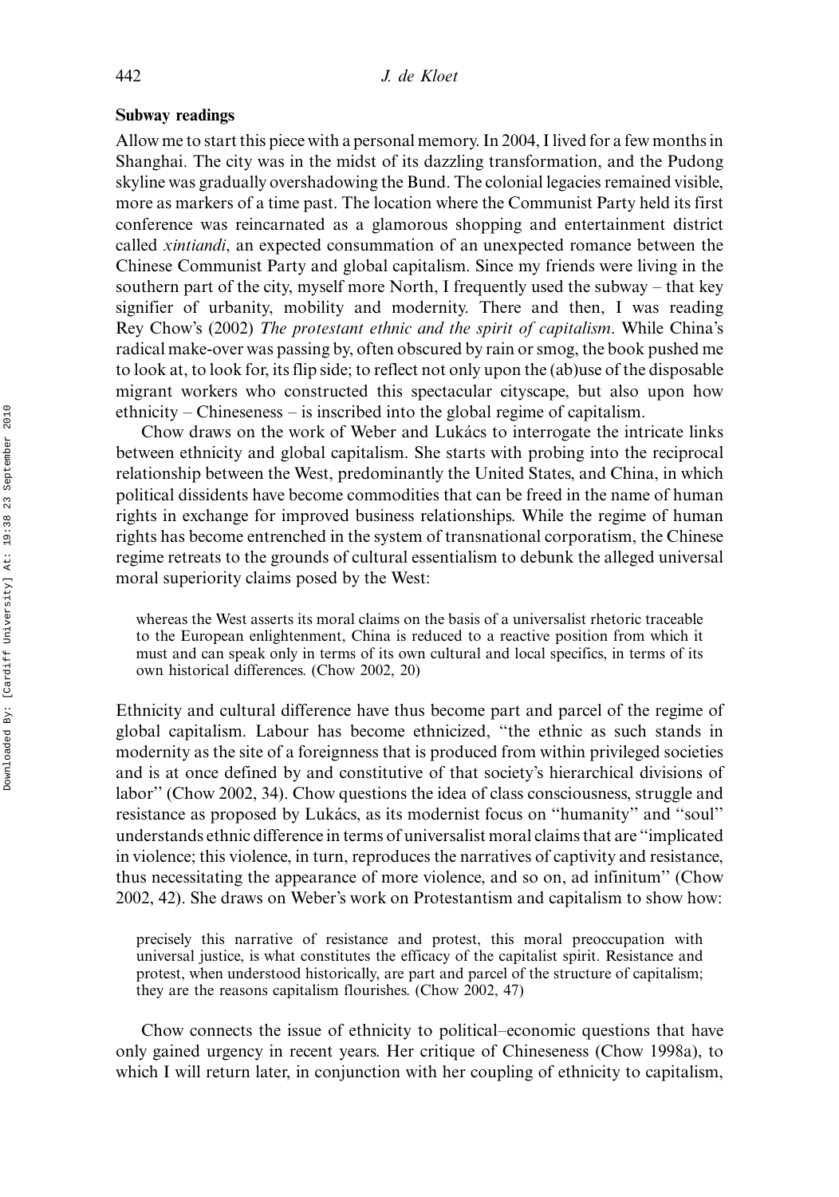## Subway readings

Allow me to start this piece with a personal memory. In 2004, I lived for a few months in Shanghai. The city was in the midst of its dazzling transformation, and the Pudong skyline was gradually overshadowing the Bund. The colonial legacies remained visible, more as markers of a time past. The location where the Communist Party held its first conference was reincarnated as a glamorous shopping and entertainment district called *xintiandi*, an expected consummation of an unexpected romance between the Chinese Communist Party and global capitalism. Since my friends were living in the southern part of the city, myself more North, I frequently used the subway – that key signifier of urbanity, mobility and modernity. There and then, I was reading Rey Chow's (2002) *The protestant ethnic and the spirit of capitalism*. While China's radical make-over was passing by, often obscured by rain or smog, the book pushed me to look at, to look for, its flip side; to reflect not only upon the (ab)use of the disposable migrant workers who constructed this spectacular cityscape, but also upon how ethnicity – Chineseness – is inscribed into the global regime of capitalism.

Chow draws on the work of Weber and Lukács to interrogate the intricate links between ethnicity and global capitalism. She starts with probing into the reciprocal relationship between the West, predominantly the United States, and China, in which political dissidents have become commodities that can be freed in the name of human rights in exchange for improved business relationships. While the regime of human rights has become entrenched in the system of transnational corporatism, the Chinese regime retreats to the grounds of cultural essentialism to debunk the alleged universal moral superiority claims posed by the West:

> whereas the West asserts its moral claims on the basis of a universalist rhetoric traceable to the European enlightenment, China is reduced to a reactive position from which it must and can speak only in terms of its own cultural and local specifics, in terms of its own historical differences. (Chow 2002, 20)

Ethnicity and cultural difference have thus become part and parcel of the regime of global capitalism. Labour has become ethnicized, "the ethnic as such stands in modernity as the site of a foreignness that is produced from within privileged societies and is at once defined by and constitutive of that society's hierarchical divisions of labor" (Chow 2002, 34). Chow questions the idea of class consciousness, struggle and resistance as proposed by Lukács, as its modernist focus on "humanity" and "soul" understands ethnic difference in terms of universalist moral claims that are "implicated in violence; this violence, in turn, reproduces the narratives of captivity and resistance, thus necessitating the appearance of more violence, and so on, ad infinitum" (Chow 2002, 42). She draws on Weber's work on Protestantism and capitalism to show how:

> precisely this narrative of resistance and protest, this moral preoccupation with universal justice, is what constitutes the efficacy of the capitalist spirit. Resistance and protest, when understood historically, are part and parcel of the structure of capitalism; they are the reasons capitalism flourishes. (Chow 2002, 47)

Chow connects the issue of ethnicity to political–economic questions that have only gained urgency in recent years. Her critique of Chineseness (Chow 1998a), to which I will return later, in conjunction with her coupling of ethnicity to capitalism,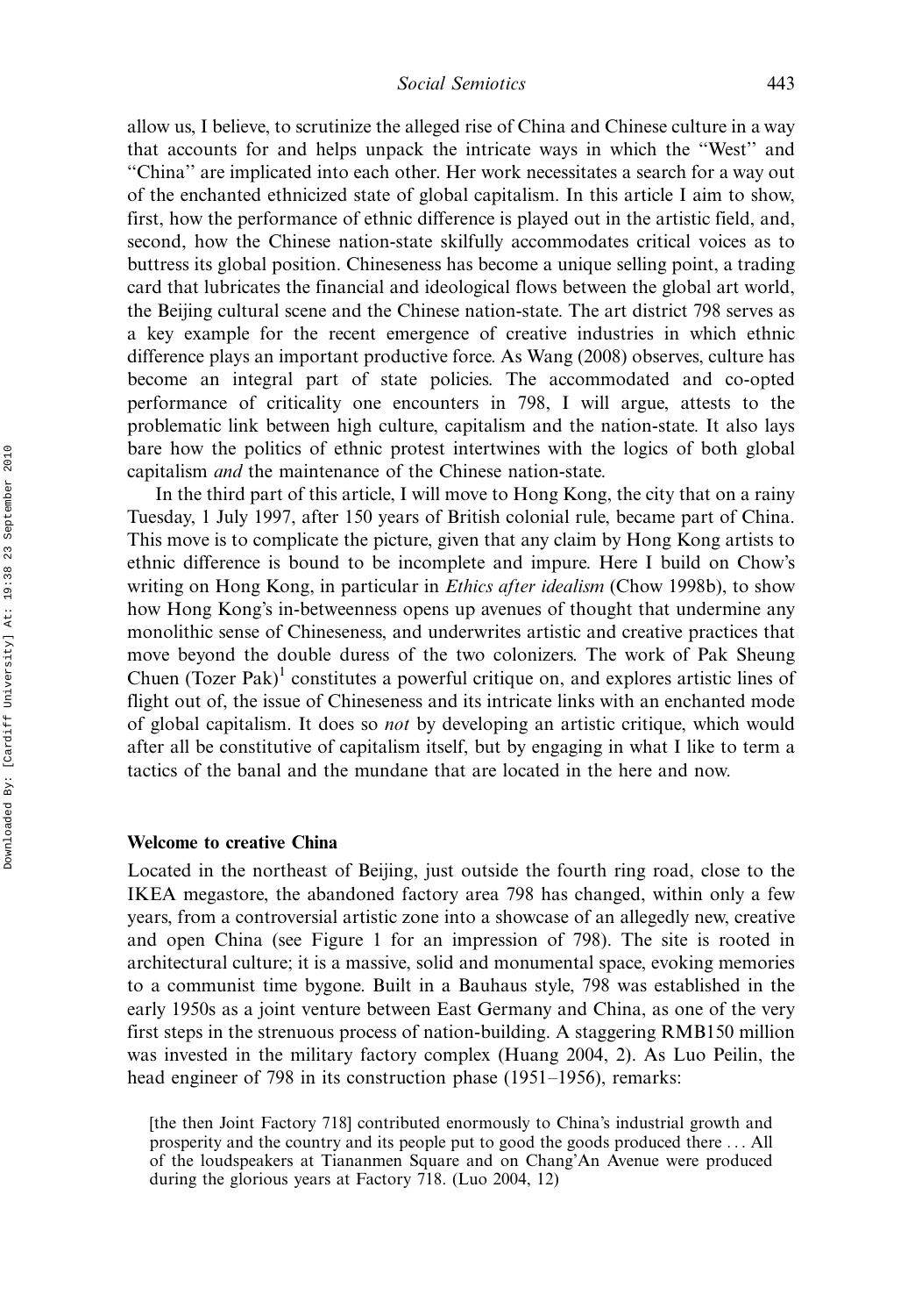allow us, I believe, to scrutinize the alleged rise of China and Chinese culture in a way that accounts for and helps unpack the intricate ways in which the "West" and "China" are implicated into each other. Her work necessitates a search for a way out of the enchanted ethnicized state of global capitalism. In this article I aim to show, first, how the performance of ethnic difference is played out in the artistic field, and, second, how the Chinese nation-state skilfully accommodates critical voices as to buttress its global position. Chineseness has become a unique selling point, a trading card that lubricates the financial and ideological flows between the global art world, the Beijing cultural scene and the Chinese nation-state. The art district 798 serves as a key example for the recent emergence of creative industries in which ethnic difference plays an important productive force. As Wang (2008) observes, culture has become an integral part of state policies. The accommodated and co-opted performance of criticality one encounters in 798, I will argue, attests to the problematic link between high culture, capitalism and the nation-state. It also lays bare how the politics of ethnic protest intertwines with the logics of both global capitalism *and* the maintenance of the Chinese nation-state.

In the third part of this article, I will move to Hong Kong, the city that on a rainy Tuesday, 1 July 1997, after 150 years of British colonial rule, became part of China. This move is to complicate the picture, given that any claim by Hong Kong artists to ethnic difference is bound to be incomplete and impure. Here I build on Chow's writing on Hong Kong, in particular in *Ethics after idealism* (Chow 1998b), to show how Hong Kong's in-betweenness opens up avenues of thought that undermine any monolithic sense of Chineseness, and underwrites artistic and creative practices that move beyond the double duress of the two colonizers. The work of Pak Sheung Chuen (Tozer Pak)[1] constitutes a powerful critique on, and explores artistic lines of flight out of, the issue of Chineseness and its intricate links with an enchanted mode of global capitalism. It does so *not* by developing an artistic critique, which would after all be constitutive of capitalism itself, but by engaging in what I like to term a tactics of the banal and the mundane that are located in the here and now.

## Welcome to creative China

Located in the northeast of Beijing, just outside the fourth ring road, close to the IKEA megastore, the abandoned factory area 798 has changed, within only a few years, from a controversial artistic zone into a showcase of an allegedly new, creative and open China (see Figure 1 for an impression of 798). The site is rooted in architectural culture; it is a massive, solid and monumental space, evoking memories to a communist time bygone. Built in a Bauhaus style, 798 was established in the early 1950s as a joint venture between East Germany and China, as one of the very first steps in the strenuous process of nation-building. A staggering RMB150 million was invested in the military factory complex (Huang 2004, 2). As Luo Peilin, the head engineer of 798 in its construction phase (1951–1956), remarks:

> [the then Joint Factory 718] contributed enormously to China's industrial growth and prosperity and the country and its people put to good the goods produced there ... All of the loudspeakers at Tiananmen Square and on Chang'An Avenue were produced during the glorious years at Factory 718. (Luo 2004, 12)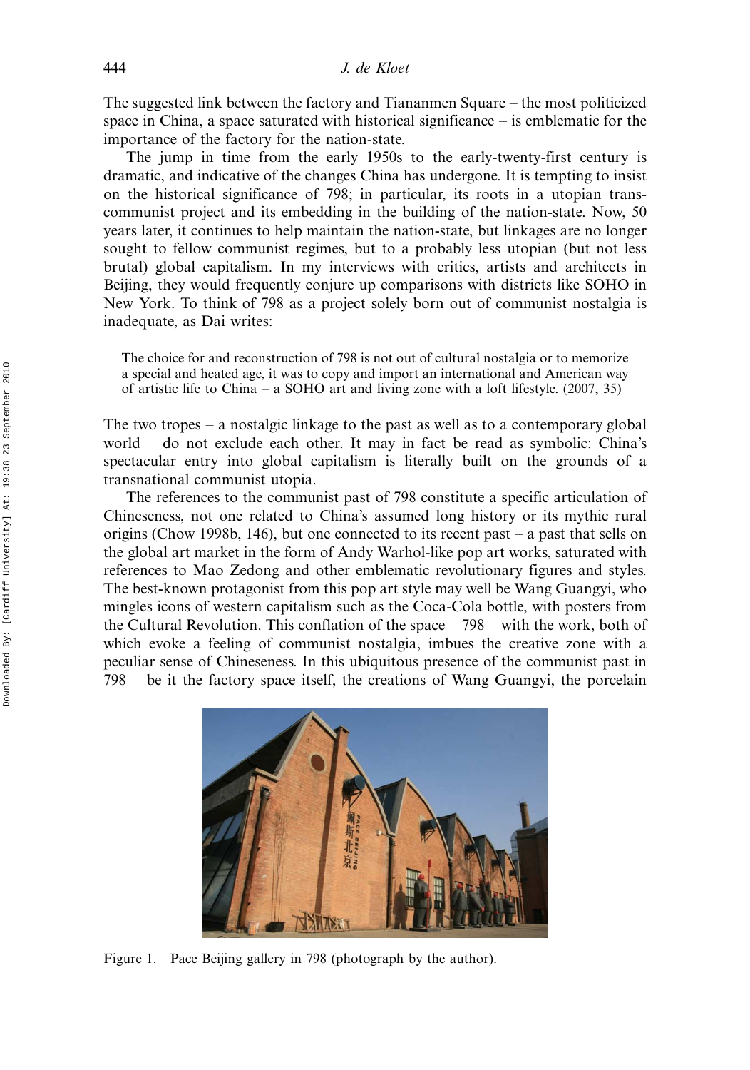The suggested link between the factory and Tiananmen Square – the most politicized space in China, a space saturated with historical significance – is emblematic for the importance of the factory for the nation-state.

The jump in time from the early 1950s to the early-twenty-first century is dramatic, and indicative of the changes China has undergone. It is tempting to insist on the historical significance of 798; in particular, its roots in a utopian trans-communist project and its embedding in the building of the nation-state. Now, 50 years later, it continues to help maintain the nation-state, but linkages are no longer sought to fellow communist regimes, but to a probably less utopian (but not less brutal) global capitalism. In my interviews with critics, artists and architects in Beijing, they would frequently conjure up comparisons with districts like SOHO in New York. To think of 798 as a project solely born out of communist nostalgia is inadequate, as Dai writes:

> The choice for and reconstruction of 798 is not out of cultural nostalgia or to memorize a special and heated age, it was to copy and import an international and American way of artistic life to China – a SOHO art and living zone with a loft lifestyle. (2007, 35)

The two tropes – a nostalgic linkage to the past as well as to a contemporary global world – do not exclude each other. It may in fact be read as symbolic: China's spectacular entry into global capitalism is literally built on the grounds of a transnational communist utopia.

The references to the communist past of 798 constitute a specific articulation of Chineseness, not one related to China's assumed long history or its mythic rural origins (Chow 1998b, 146), but one connected to its recent past – a past that sells on the global art market in the form of Andy Warhol-like pop art works, saturated with references to Mao Zedong and other emblematic revolutionary figures and styles. The best-known protagonist from this pop art style may well be Wang Guangyi, who mingles icons of western capitalism such as the Coca-Cola bottle, with posters from the Cultural Revolution. This conflation of the space – 798 – with the work, both of which evoke a feeling of communist nostalgia, imbues the creative zone with a peculiar sense of Chineseness. In this ubiquitous presence of the communist past in 798 – be it the factory space itself, the creations of Wang Guangyi, the porcelain

Figure 1. Pace Beijing gallery in 798 (photograph by the author).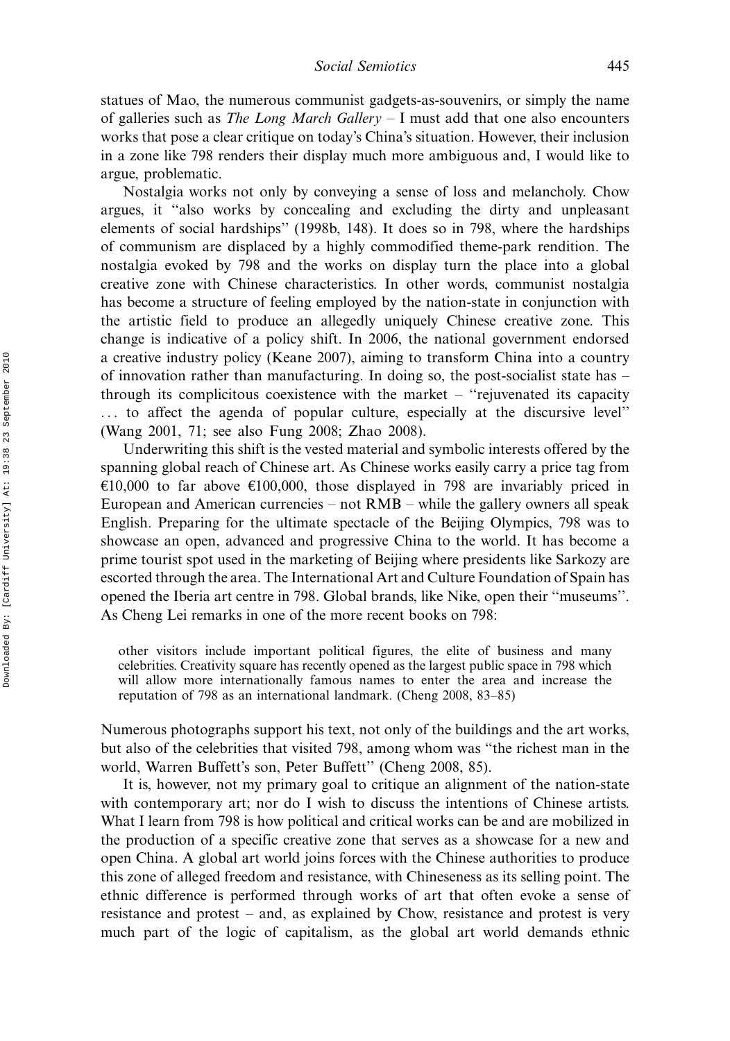statues of Mao, the numerous communist gadgets-as-souvenirs, or simply the name of galleries such as *The Long March Gallery* – I must add that one also encounters works that pose a clear critique on today's China's situation. However, their inclusion in a zone like 798 renders their display much more ambiguous and, I would like to argue, problematic.

Nostalgia works not only by conveying a sense of loss and melancholy. Chow argues, it "also works by concealing and excluding the dirty and unpleasant elements of social hardships" (1998b, 148). It does so in 798, where the hardships of communism are displaced by a highly commodified theme-park rendition. The nostalgia evoked by 798 and the works on display turn the place into a global creative zone with Chinese characteristics. In other words, communist nostalgia has become a structure of feeling employed by the nation-state in conjunction with the artistic field to produce an allegedly uniquely Chinese creative zone. This change is indicative of a policy shift. In 2006, the national government endorsed a creative industry policy (Keane 2007), aiming to transform China into a country of innovation rather than manufacturing. In doing so, the post-socialist state has – through its complicitous coexistence with the market – "rejuvenated its capacity ... to affect the agenda of popular culture, especially at the discursive level" (Wang 2001, 71; see also Fung 2008; Zhao 2008).

Underwriting this shift is the vested material and symbolic interests offered by the spanning global reach of Chinese art. As Chinese works easily carry a price tag from €10,000 to far above €100,000, those displayed in 798 are invariably priced in European and American currencies – not RMB – while the gallery owners all speak English. Preparing for the ultimate spectacle of the Beijing Olympics, 798 was to showcase an open, advanced and progressive China to the world. It has become a prime tourist spot used in the marketing of Beijing where presidents like Sarkozy are escorted through the area. The International Art and Culture Foundation of Spain has opened the Iberia art centre in 798. Global brands, like Nike, open their "museums". As Cheng Lei remarks in one of the more recent books on 798:

> other visitors include important political figures, the elite of business and many celebrities. Creativity square has recently opened as the largest public space in 798 which will allow more internationally famous names to enter the area and increase the reputation of 798 as an international landmark. (Cheng 2008, 83–85)

Numerous photographs support his text, not only of the buildings and the art works, but also of the celebrities that visited 798, among whom was "the richest man in the world, Warren Buffett's son, Peter Buffett" (Cheng 2008, 85).

It is, however, not my primary goal to critique an alignment of the nation-state with contemporary art; nor do I wish to discuss the intentions of Chinese artists. What I learn from 798 is how political and critical works can be and are mobilized in the production of a specific creative zone that serves as a showcase for a new and open China. A global art world joins forces with the Chinese authorities to produce this zone of alleged freedom and resistance, with Chineseness as its selling point. The ethnic difference is performed through works of art that often evoke a sense of resistance and protest – and, as explained by Chow, resistance and protest is very much part of the logic of capitalism, as the global art world demands ethnic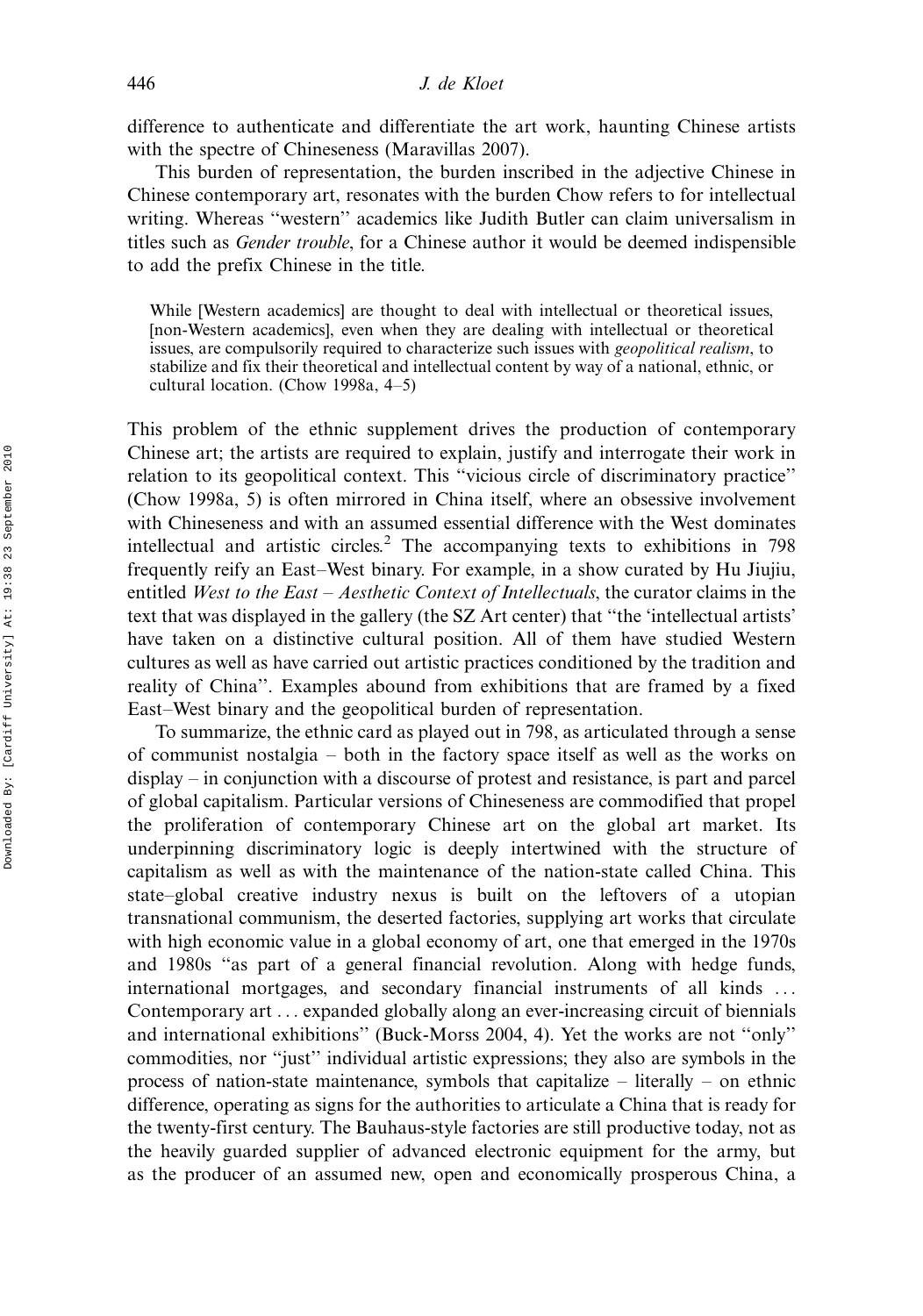difference to authenticate and differentiate the art work, haunting Chinese artists with the spectre of Chineseness (Maravillas 2007).

This burden of representation, the burden inscribed in the adjective Chinese in Chinese contemporary art, resonates with the burden Chow refers to for intellectual writing. Whereas "western" academics like Judith Butler can claim universalism in titles such as *Gender trouble*, for a Chinese author it would be deemed indispensible to add the prefix Chinese in the title.

> While [Western academics] are thought to deal with intellectual or theoretical issues, [non-Western academics], even when they are dealing with intellectual or theoretical issues, are compulsorily required to characterize such issues with *geopolitical realism*, to stabilize and fix their theoretical and intellectual content by way of a national, ethnic, or cultural location. (Chow 1998a, 4–5)

This problem of the ethnic supplement drives the production of contemporary Chinese art; the artists are required to explain, justify and interrogate their work in relation to its geopolitical context. This "vicious circle of discriminatory practice" (Chow 1998a, 5) is often mirrored in China itself, where an obsessive involvement with Chineseness and with an assumed essential difference with the West dominates intellectual and artistic circles.[2] The accompanying texts to exhibitions in 798 frequently reify an East–West binary. For example, in a show curated by Hu Jiujiu, entitled *West to the East – Aesthetic Context of Intellectuals*, the curator claims in the text that was displayed in the gallery (the SZ Art center) that "the 'intellectual artists' have taken on a distinctive cultural position. All of them have studied Western cultures as well as have carried out artistic practices conditioned by the tradition and reality of China". Examples abound from exhibitions that are framed by a fixed East–West binary and the geopolitical burden of representation.

To summarize, the ethnic card as played out in 798, as articulated through a sense of communist nostalgia – both in the factory space itself as well as the works on display – in conjunction with a discourse of protest and resistance, is part and parcel of global capitalism. Particular versions of Chineseness are commodified that propel the proliferation of contemporary Chinese art on the global art market. Its underpinning discriminatory logic is deeply intertwined with the structure of capitalism as well as with the maintenance of the nation-state called China. This state–global creative industry nexus is built on the leftovers of a utopian transnational communism, the deserted factories, supplying art works that circulate with high economic value in a global economy of art, one that emerged in the 1970s and 1980s "as part of a general financial revolution. Along with hedge funds, international mortgages, and secondary financial instruments of all kinds ... Contemporary art ... expanded globally along an ever-increasing circuit of biennials and international exhibitions" (Buck-Morss 2004, 4). Yet the works are not "only" commodities, nor "just" individual artistic expressions; they also are symbols in the process of nation-state maintenance, symbols that capitalize – literally – on ethnic difference, operating as signs for the authorities to articulate a China that is ready for the twenty-first century. The Bauhaus-style factories are still productive today, not as the heavily guarded supplier of advanced electronic equipment for the army, but as the producer of an assumed new, open and economically prosperous China, a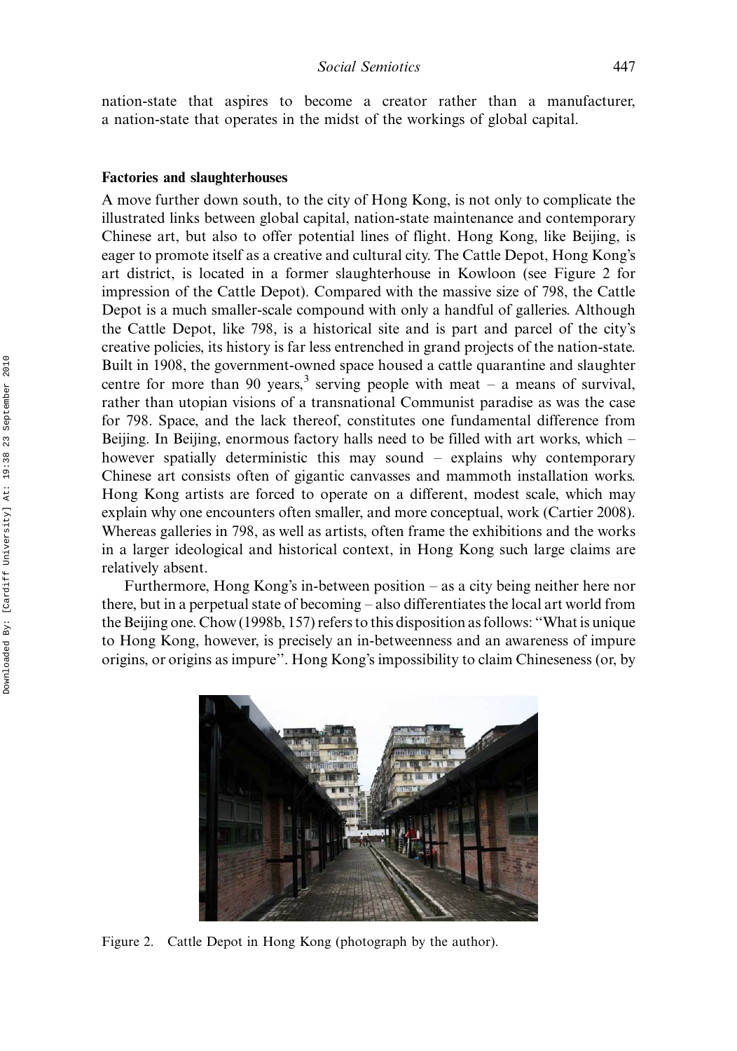nation-state that aspires to become a creator rather than a manufacturer, a nation-state that operates in the midst of the workings of global capital.

## Factories and slaughterhouses

A move further down south, to the city of Hong Kong, is not only to complicate the illustrated links between global capital, nation-state maintenance and contemporary Chinese art, but also to offer potential lines of flight. Hong Kong, like Beijing, is eager to promote itself as a creative and cultural city. The Cattle Depot, Hong Kong's art district, is located in a former slaughterhouse in Kowloon (see Figure 2 for impression of the Cattle Depot). Compared with the massive size of 798, the Cattle Depot is a much smaller-scale compound with only a handful of galleries. Although the Cattle Depot, like 798, is a historical site and is part and parcel of the city's creative policies, its history is far less entrenched in grand projects of the nation-state. Built in 1908, the government-owned space housed a cattle quarantine and slaughter centre for more than 90 years,[3] serving people with meat – a means of survival, rather than utopian visions of a transnational Communist paradise as was the case for 798. Space, and the lack thereof, constitutes one fundamental difference from Beijing. In Beijing, enormous factory halls need to be filled with art works, which – however spatially deterministic this may sound – explains why contemporary Chinese art consists often of gigantic canvasses and mammoth installation works. Hong Kong artists are forced to operate on a different, modest scale, which may explain why one encounters often smaller, and more conceptual, work (Cartier 2008). Whereas galleries in 798, as well as artists, often frame the exhibitions and the works in a larger ideological and historical context, in Hong Kong such large claims are relatively absent.

Furthermore, Hong Kong's in-between position – as a city being neither here nor there, but in a perpetual state of becoming – also differentiates the local art world from the Beijing one. Chow (1998b, 157) refers to this disposition as follows: "What is unique to Hong Kong, however, is precisely an in-betweenness and an awareness of impure origins, or origins as impure". Hong Kong's impossibility to claim Chineseness (or, by

Figure 2. Cattle Depot in Hong Kong (photograph by the author).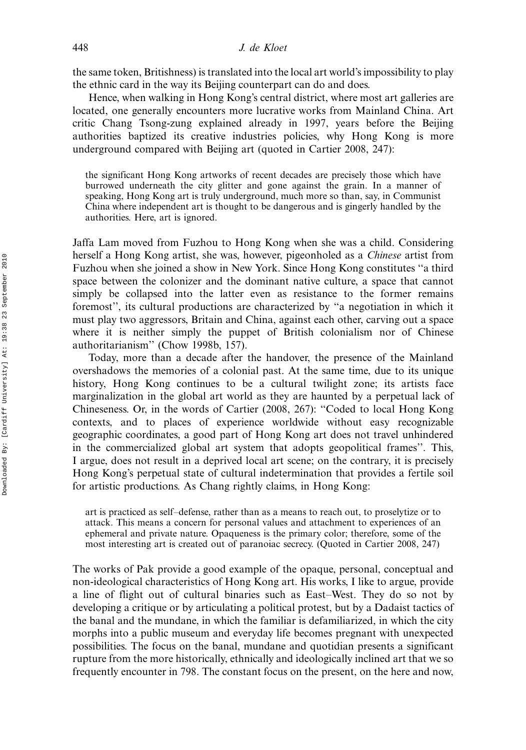the same token, Britishness) is translated into the local art world's impossibility to play the ethnic card in the way its Beijing counterpart can do and does.

Hence, when walking in Hong Kong's central district, where most art galleries are located, one generally encounters more lucrative works from Mainland China. Art critic Chang Tsong-zung explained already in 1997, years before the Beijing authorities baptized its creative industries policies, why Hong Kong is more underground compared with Beijing art (quoted in Cartier 2008, 247):

> the significant Hong Kong artworks of recent decades are precisely those which have burrowed underneath the city glitter and gone against the grain. In a manner of speaking, Hong Kong art is truly underground, much more so than, say, in Communist China where independent art is thought to be dangerous and is gingerly handled by the authorities. Here, art is ignored.

Jaffa Lam moved from Fuzhou to Hong Kong when she was a child. Considering herself a Hong Kong artist, she was, however, pigeonholed as a *Chinese* artist from Fuzhou when she joined a show in New York. Since Hong Kong constitutes "a third space between the colonizer and the dominant native culture, a space that cannot simply be collapsed into the latter even as resistance to the former remains foremost", its cultural productions are characterized by "a negotiation in which it must play two aggressors, Britain and China, against each other, carving out a space where it is neither simply the puppet of British colonialism nor of Chinese authoritarianism" (Chow 1998b, 157).

Today, more than a decade after the handover, the presence of the Mainland overshadows the memories of a colonial past. At the same time, due to its unique history, Hong Kong continues to be a cultural twilight zone; its artists face marginalization in the global art world as they are haunted by a perpetual lack of Chineseness. Or, in the words of Cartier (2008, 267): "Coded to local Hong Kong contexts, and to places of experience worldwide without easy recognizable geographic coordinates, a good part of Hong Kong art does not travel unhindered in the commercialized global art system that adopts geopolitical frames". This, I argue, does not result in a deprived local art scene; on the contrary, it is precisely Hong Kong's perpetual state of cultural indetermination that provides a fertile soil for artistic productions. As Chang rightly claims, in Hong Kong:

> art is practiced as self–defense, rather than as a means to reach out, to proselytize or to attack. This means a concern for personal values and attachment to experiences of an ephemeral and private nature. Opaqueness is the primary color; therefore, some of the most interesting art is created out of paranoiac secrecy. (Quoted in Cartier 2008, 247)

The works of Pak provide a good example of the opaque, personal, conceptual and non-ideological characteristics of Hong Kong art. His works, I like to argue, provide a line of flight out of cultural binaries such as East–West. They do so not by developing a critique or by articulating a political protest, but by a Dadaist tactics of the banal and the mundane, in which the familiar is defamiliarized, in which the city morphs into a public museum and everyday life becomes pregnant with unexpected possibilities. The focus on the banal, mundane and quotidian presents a significant rupture from the more historically, ethnically and ideologically inclined art that we so frequently encounter in 798. The constant focus on the present, on the here and now,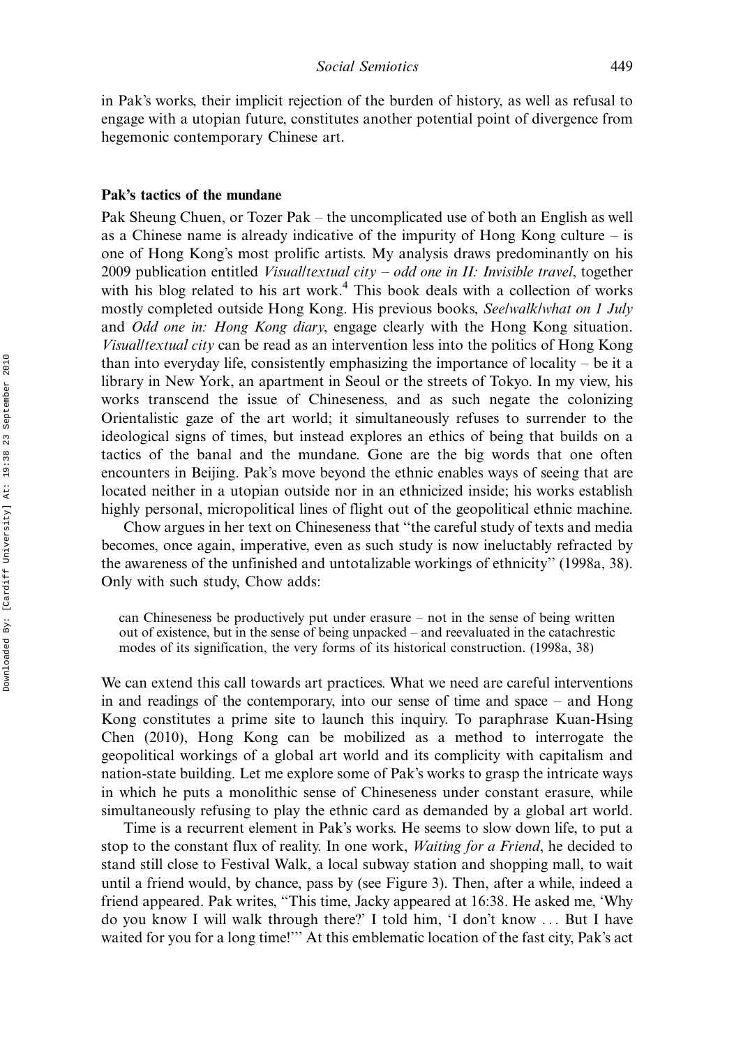in Pak's works, their implicit rejection of the burden of history, as well as refusal to engage with a utopian future, constitutes another potential point of divergence from hegemonic contemporary Chinese art.

## Pak's tactics of the mundane

Pak Sheung Chuen, or Tozer Pak – the uncomplicated use of both an English as well as a Chinese name is already indicative of the impurity of Hong Kong culture – is one of Hong Kong's most prolific artists. My analysis draws predominantly on his 2009 publication entitled *Visual/textual city – odd one in II: Invisible travel*, together with his blog related to his art work.[4] This book deals with a collection of works mostly completed outside Hong Kong. His previous books, *See/walk/what on 1 July* and *Odd one in: Hong Kong diary*, engage clearly with the Hong Kong situation. *Visual/textual city* can be read as an intervention less into the politics of Hong Kong than into everyday life, consistently emphasizing the importance of locality – be it a library in New York, an apartment in Seoul or the streets of Tokyo. In my view, his works transcend the issue of Chineseness, and as such negate the colonizing Orientalistic gaze of the art world; it simultaneously refuses to surrender to the ideological signs of times, but instead explores an ethics of being that builds on a tactics of the banal and the mundane. Gone are the big words that one often encounters in Beijing. Pak's move beyond the ethnic enables ways of seeing that are located neither in a utopian outside nor in an ethnicized inside; his works establish highly personal, micropolitical lines of flight out of the geopolitical ethnic machine.

Chow argues in her text on Chineseness that "the careful study of texts and media becomes, once again, imperative, even as such study is now ineluctably refracted by the awareness of the unfinished and untotalizable workings of ethnicity" (1998a, 38). Only with such study, Chow adds:

> can Chineseness be productively put under erasure – not in the sense of being written out of existence, but in the sense of being unpacked – and reevaluated in the catachrestic modes of its signification, the very forms of its historical construction. (1998a, 38)

We can extend this call towards art practices. What we need are careful interventions in and readings of the contemporary, into our sense of time and space – and Hong Kong constitutes a prime site to launch this inquiry. To paraphrase Kuan-Hsing Chen (2010), Hong Kong can be mobilized as a method to interrogate the geopolitical workings of a global art world and its complicity with capitalism and nation-state building. Let me explore some of Pak's works to grasp the intricate ways in which he puts a monolithic sense of Chineseness under constant erasure, while simultaneously refusing to play the ethnic card as demanded by a global art world.

Time is a recurrent element in Pak's works. He seems to slow down life, to put a stop to the constant flux of reality. In one work, *Waiting for a Friend*, he decided to stand still close to Festival Walk, a local subway station and shopping mall, to wait until a friend would, by chance, pass by (see Figure 3). Then, after a while, indeed a friend appeared. Pak writes, "This time, Jacky appeared at 16:38. He asked me, 'Why do you know I will walk through there?' I told him, 'I don't know … But I have waited for you for a long time!'" At this emblematic location of the fast city, Pak's act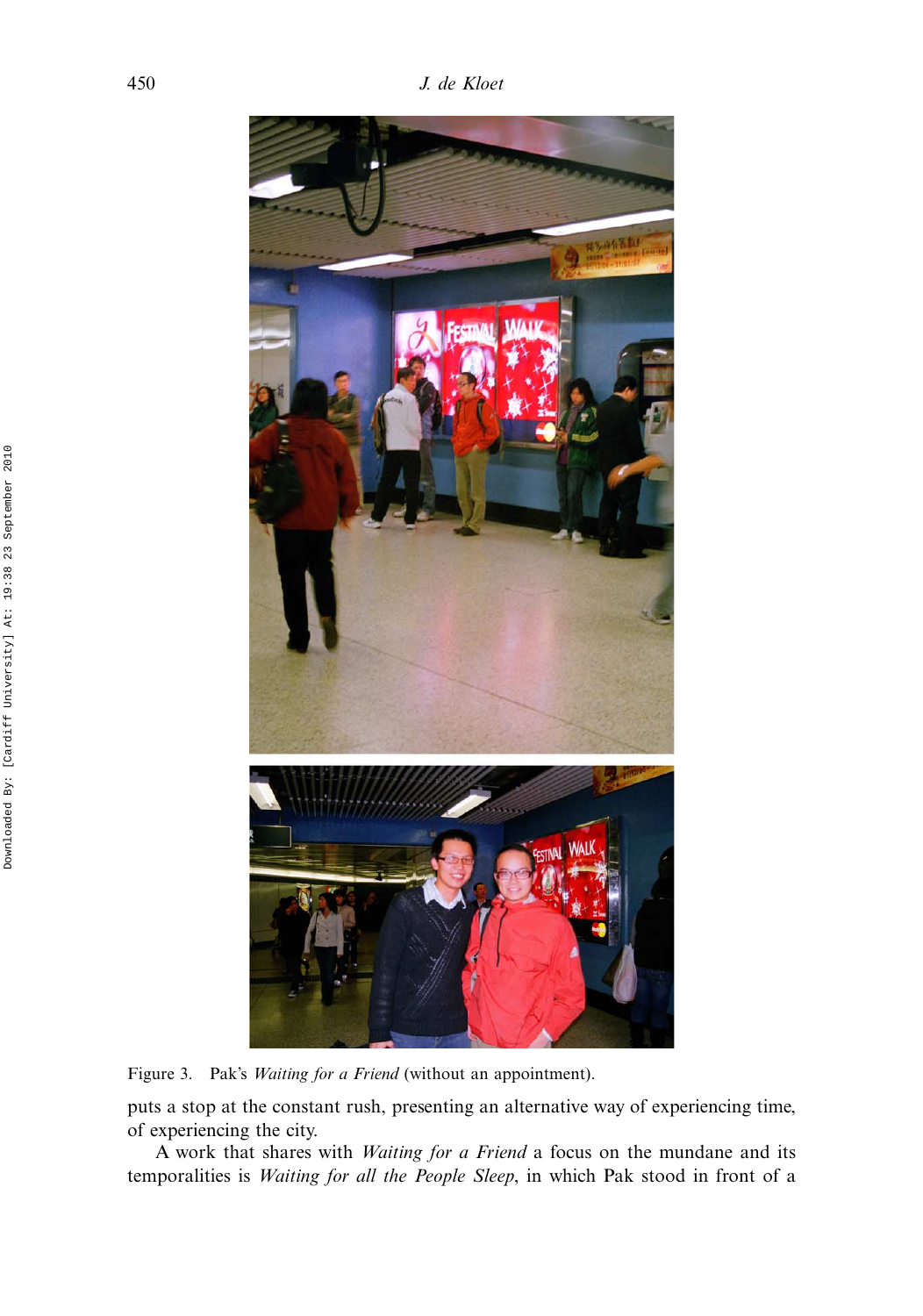Figure 3. Pak's *Waiting for a Friend* (without an appointment).

puts a stop at the constant rush, presenting an alternative way of experiencing time, of experiencing the city.

A work that shares with *Waiting for a Friend* a focus on the mundane and its temporalities is *Waiting for all the People Sleep*, in which Pak stood in front of a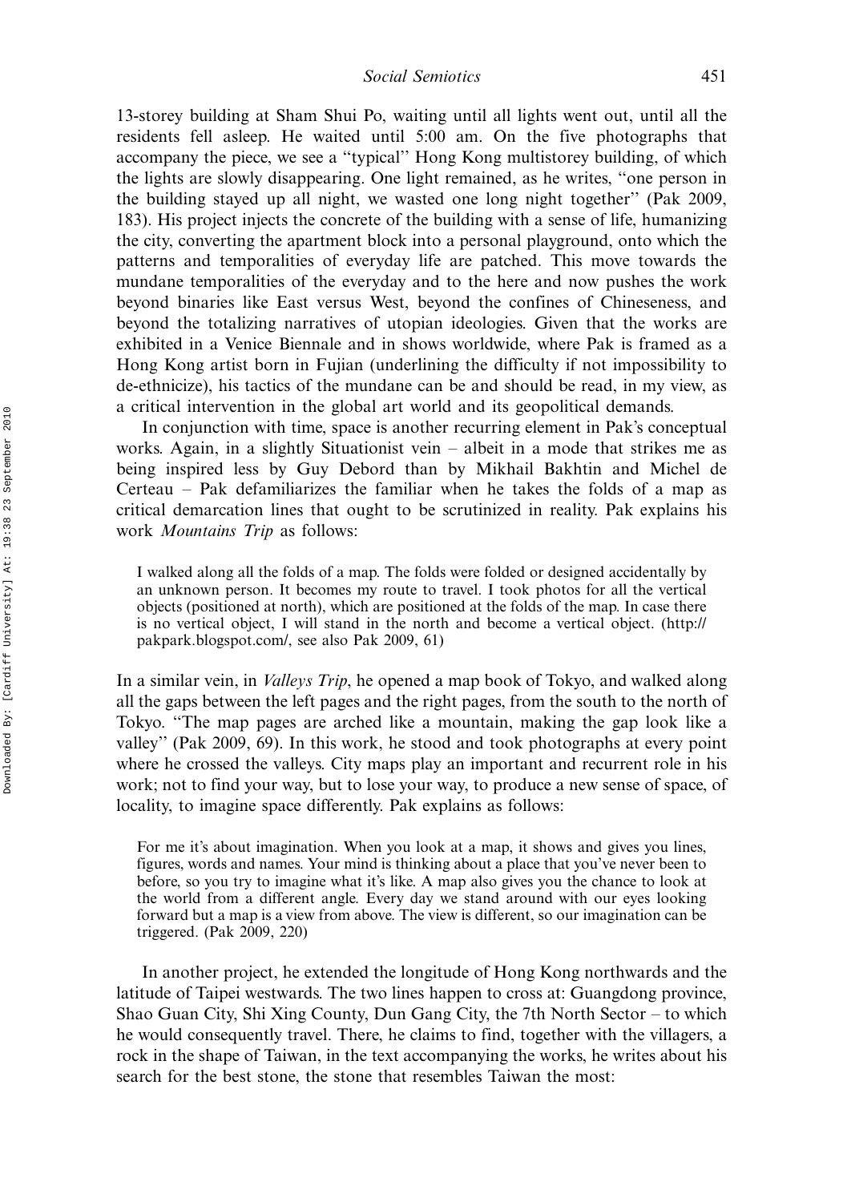13-storey building at Sham Shui Po, waiting until all lights went out, until all the residents fell asleep. He waited until 5:00 am. On the five photographs that accompany the piece, we see a "typical" Hong Kong multistorey building, of which the lights are slowly disappearing. One light remained, as he writes, "one person in the building stayed up all night, we wasted one long night together" (Pak 2009, 183). His project injects the concrete of the building with a sense of life, humanizing the city, converting the apartment block into a personal playground, onto which the patterns and temporalities of everyday life are patched. This move towards the mundane temporalities of the everyday and to the here and now pushes the work beyond binaries like East versus West, beyond the confines of Chineseness, and beyond the totalizing narratives of utopian ideologies. Given that the works are exhibited in a Venice Biennale and in shows worldwide, where Pak is framed as a Hong Kong artist born in Fujian (underlining the difficulty if not impossibility to de-ethnicize), his tactics of the mundane can be and should be read, in my view, as a critical intervention in the global art world and its geopolitical demands.

In conjunction with time, space is another recurring element in Pak's conceptual works. Again, in a slightly Situationist vein – albeit in a mode that strikes me as being inspired less by Guy Debord than by Mikhail Bakhtin and Michel de Certeau – Pak defamiliarizes the familiar when he takes the folds of a map as critical demarcation lines that ought to be scrutinized in reality. Pak explains his work *Mountains Trip* as follows:

> I walked along all the folds of a map. The folds were folded or designed accidentally by an unknown person. It becomes my route to travel. I took photos for all the vertical objects (positioned at north), which are positioned at the folds of the map. In case there is no vertical object, I will stand in the north and become a vertical object. (http://pakpark.blogspot.com/, see also Pak 2009, 61)

In a similar vein, in *Valleys Trip*, he opened a map book of Tokyo, and walked along all the gaps between the left pages and the right pages, from the south to the north of Tokyo. "The map pages are arched like a mountain, making the gap look like a valley" (Pak 2009, 69). In this work, he stood and took photographs at every point where he crossed the valleys. City maps play an important and recurrent role in his work; not to find your way, but to lose your way, to produce a new sense of space, of locality, to imagine space differently. Pak explains as follows:

> For me it's about imagination. When you look at a map, it shows and gives you lines, figures, words and names. Your mind is thinking about a place that you've never been to before, so you try to imagine what it's like. A map also gives you the chance to look at the world from a different angle. Every day we stand around with our eyes looking forward but a map is a view from above. The view is different, so our imagination can be triggered. (Pak 2009, 220)

In another project, he extended the longitude of Hong Kong northwards and the latitude of Taipei westwards. The two lines happen to cross at: Guangdong province, Shao Guan City, Shi Xing County, Dun Gang City, the 7th North Sector – to which he would consequently travel. There, he claims to find, together with the villagers, a rock in the shape of Taiwan, in the text accompanying the works, he writes about his search for the best stone, the stone that resembles Taiwan the most: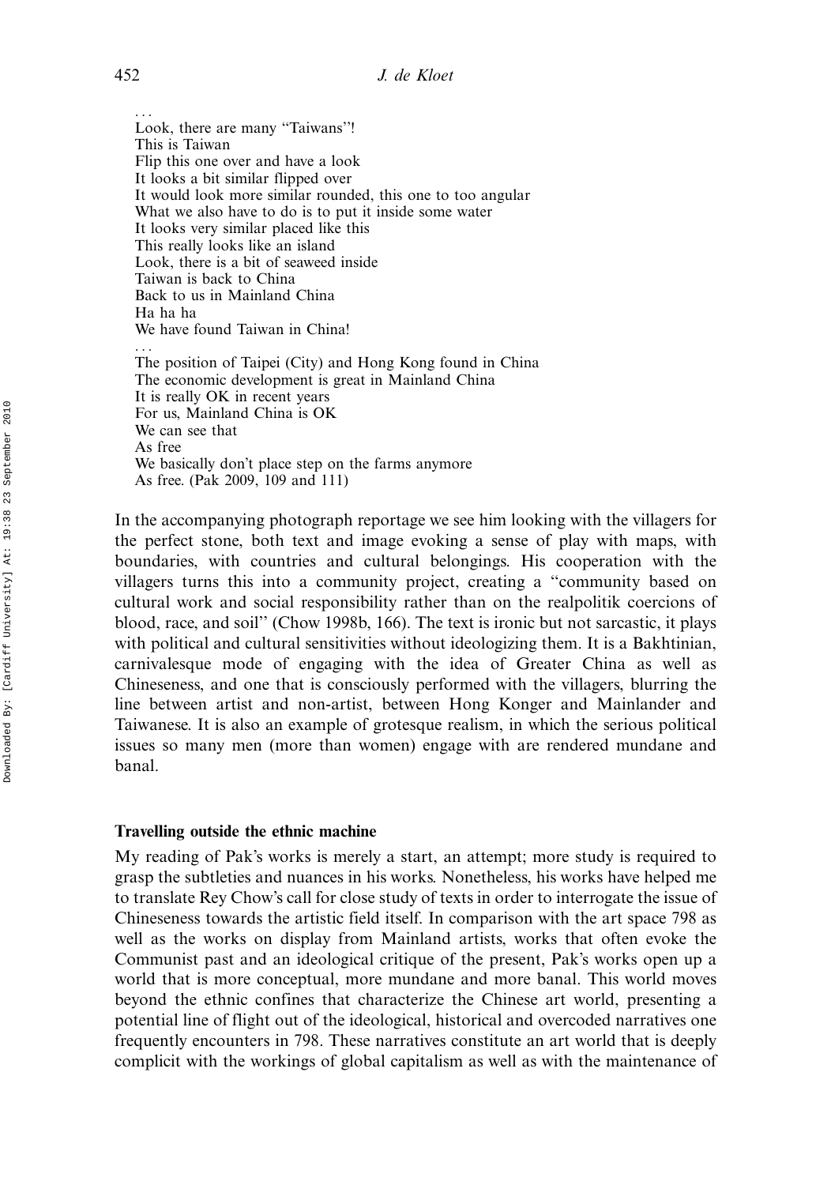. . .  
Look, there are many "Taiwans"!  
This is Taiwan  
Flip this one over and have a look  
It looks a bit similar flipped over  
It would look more similar rounded, this one to too angular  
What we also have to do is to put it inside some water  
It looks very similar placed like this  
This really looks like an island  
Look, there is a bit of seaweed inside  
Taiwan is back to China  
Back to us in Mainland China  
Ha ha ha  
We have found Taiwan in China!  
. . .  
The position of Taipei (City) and Hong Kong found in China  
The economic development is great in Mainland China  
It is really OK in recent years  
For us, Mainland China is OK  
We can see that  
As free  
We basically don't place step on the farms anymore  
As free. (Pak 2009, 109 and 111)

In the accompanying photograph reportage we see him looking with the villagers for the perfect stone, both text and image evoking a sense of play with maps, with boundaries, with countries and cultural belongings. His cooperation with the villagers turns this into a community project, creating a "community based on cultural work and social responsibility rather than on the realpolitik coercions of blood, race, and soil" (Chow 1998b, 166). The text is ironic but not sarcastic, it plays with political and cultural sensitivities without ideologizing them. It is a Bakhtinian, carnivalesque mode of engaging with the idea of Greater China as well as Chineseness, and one that is consciously performed with the villagers, blurring the line between artist and non-artist, between Hong Konger and Mainlander and Taiwanese. It is also an example of grotesque realism, in which the serious political issues so many men (more than women) engage with are rendered mundane and banal.

### Travelling outside the ethnic machine

My reading of Pak's works is merely a start, an attempt; more study is required to grasp the subtleties and nuances in his works. Nonetheless, his works have helped me to translate Rey Chow's call for close study of texts in order to interrogate the issue of Chineseness towards the artistic field itself. In comparison with the art space 798 as well as the works on display from Mainland artists, works that often evoke the Communist past and an ideological critique of the present, Pak's works open up a world that is more conceptual, more mundane and more banal. This world moves beyond the ethnic confines that characterize the Chinese art world, presenting a potential line of flight out of the ideological, historical and overcoded narratives one frequently encounters in 798. These narratives constitute an art world that is deeply complicit with the workings of global capitalism as well as with the maintenance of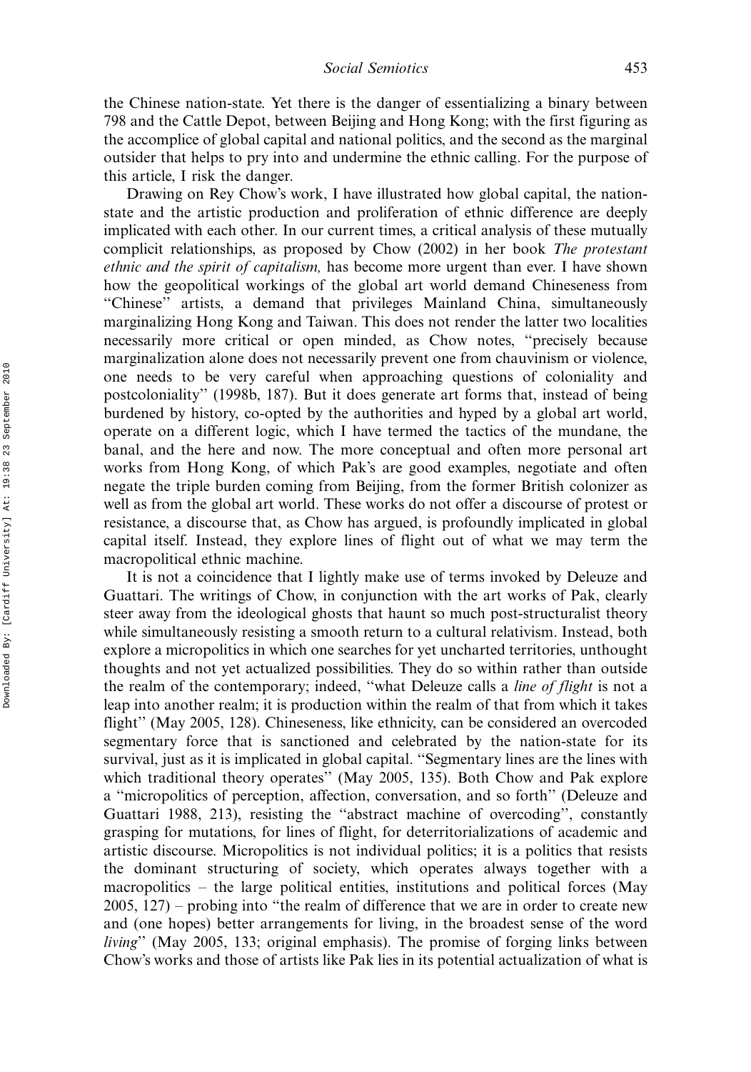the Chinese nation-state. Yet there is the danger of essentializing a binary between 798 and the Cattle Depot, between Beijing and Hong Kong; with the first figuring as the accomplice of global capital and national politics, and the second as the marginal outsider that helps to pry into and undermine the ethnic calling. For the purpose of this article, I risk the danger.

Drawing on Rey Chow's work, I have illustrated how global capital, the nation-state and the artistic production and proliferation of ethnic difference are deeply implicated with each other. In our current times, a critical analysis of these mutually complicit relationships, as proposed by Chow (2002) in her book *The protestant ethnic and the spirit of capitalism,* has become more urgent than ever. I have shown how the geopolitical workings of the global art world demand Chineseness from "Chinese" artists, a demand that privileges Mainland China, simultaneously marginalizing Hong Kong and Taiwan. This does not render the latter two localities necessarily more critical or open minded, as Chow notes, "precisely because marginalization alone does not necessarily prevent one from chauvinism or violence, one needs to be very careful when approaching questions of coloniality and postcoloniality" (1998b, 187). But it does generate art forms that, instead of being burdened by history, co-opted by the authorities and hyped by a global art world, operate on a different logic, which I have termed the tactics of the mundane, the banal, and the here and now. The more conceptual and often more personal art works from Hong Kong, of which Pak's are good examples, negotiate and often negate the triple burden coming from Beijing, from the former British colonizer as well as from the global art world. These works do not offer a discourse of protest or resistance, a discourse that, as Chow has argued, is profoundly implicated in global capital itself. Instead, they explore lines of flight out of what we may term the macropolitical ethnic machine.

It is not a coincidence that I lightly make use of terms invoked by Deleuze and Guattari. The writings of Chow, in conjunction with the art works of Pak, clearly steer away from the ideological ghosts that haunt so much post-structuralist theory while simultaneously resisting a smooth return to a cultural relativism. Instead, both explore a micropolitics in which one searches for yet uncharted territories, unthought thoughts and not yet actualized possibilities. They do so within rather than outside the realm of the contemporary; indeed, "what Deleuze calls a *line of flight* is not a leap into another realm; it is production within the realm of that from which it takes flight" (May 2005, 128). Chineseness, like ethnicity, can be considered an overcoded segmentary force that is sanctioned and celebrated by the nation-state for its survival, just as it is implicated in global capital. "Segmentary lines are the lines with which traditional theory operates" (May 2005, 135). Both Chow and Pak explore a "micropolitics of perception, affection, conversation, and so forth" (Deleuze and Guattari 1988, 213), resisting the "abstract machine of overcoding", constantly grasping for mutations, for lines of flight, for deterritorializations of academic and artistic discourse. Micropolitics is not individual politics; it is a politics that resists the dominant structuring of society, which operates always together with a macropolitics – the large political entities, institutions and political forces (May 2005, 127) – probing into "the realm of difference that we are in order to create new and (one hopes) better arrangements for living, in the broadest sense of the word *living*" (May 2005, 133; original emphasis). The promise of forging links between Chow's works and those of artists like Pak lies in its potential actualization of what is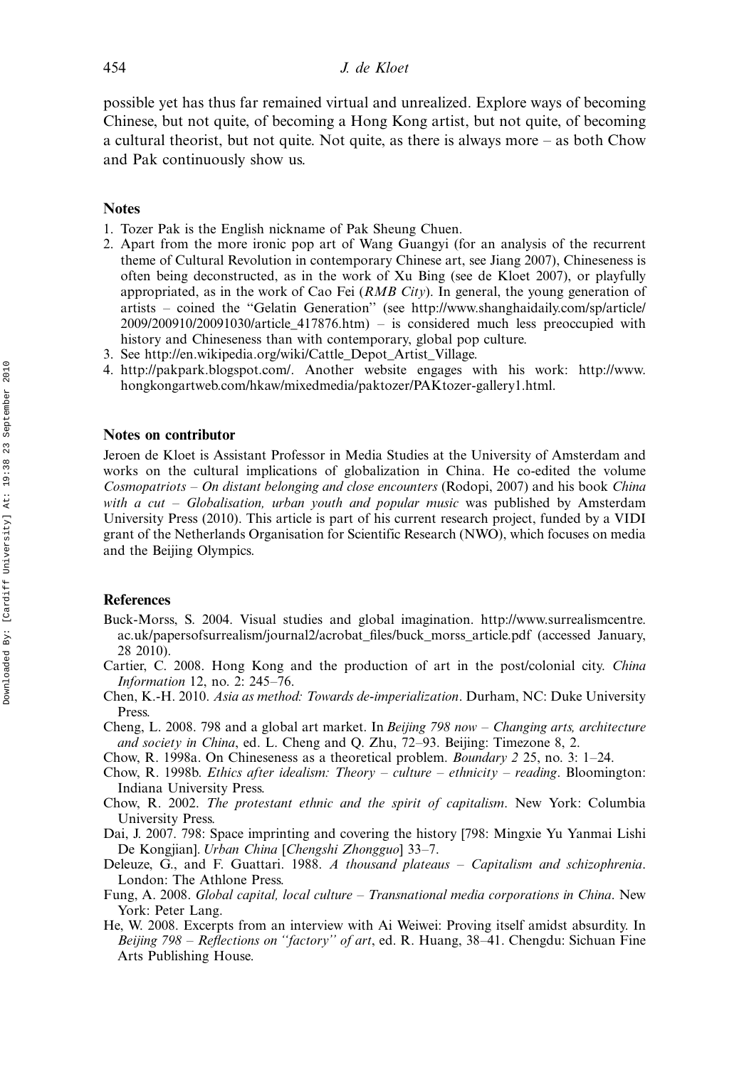possible yet has thus far remained virtual and unrealized. Explore ways of becoming Chinese, but not quite, of becoming a Hong Kong artist, but not quite, of becoming a cultural theorist, but not quite. Not quite, as there is always more – as both Chow and Pak continuously show us.

## Notes

1. Tozer Pak is the English nickname of Pak Sheung Chuen.
2. Apart from the more ironic pop art of Wang Guangyi (for an analysis of the recurrent theme of Cultural Revolution in contemporary Chinese art, see Jiang 2007), Chineseness is often being deconstructed, as in the work of Xu Bing (see de Kloet 2007), or playfully appropriated, as in the work of Cao Fei (*RMB City*). In general, the young generation of artists – coined the "Gelatin Generation" (see http://www.shanghaidaily.com/sp/article/2009/200910/20091030/article_417876.htm) – is considered much less preoccupied with history and Chineseness than with contemporary, global pop culture.
3. See http://en.wikipedia.org/wiki/Cattle_Depot_Artist_Village.
4. http://pakpark.blogspot.com/. Another website engages with his work: http://www.hongkongartweb.com/hkaw/mixedmedia/paktozer/PAKtozer-gallery1.html.

## Notes on contributor

Jeroen de Kloet is Assistant Professor in Media Studies at the University of Amsterdam and works on the cultural implications of globalization in China. He co-edited the volume *Cosmopatriots – On distant belonging and close encounters* (Rodopi, 2007) and his book *China with a cut – Globalisation, urban youth and popular music* was published by Amsterdam University Press (2010). This article is part of his current research project, funded by a VIDI grant of the Netherlands Organisation for Scientific Research (NWO), which focuses on media and the Beijing Olympics.

## References

Buck-Morss, S. 2004. Visual studies and global imagination. http://www.surrealismcentre.ac.uk/papersofsurrealism/journal2/acrobat_files/buck_morss_article.pdf (accessed January, 28 2010).

Cartier, C. 2008. Hong Kong and the production of art in the post/colonial city. *China Information* 12, no. 2: 245–76.

Chen, K.-H. 2010. *Asia as method: Towards de-imperialization*. Durham, NC: Duke University Press.

Cheng, L. 2008. 798 and a global art market. In *Beijing 798 now – Changing arts, architecture and society in China*, ed. L. Cheng and Q. Zhu, 72–93. Beijing: Timezone 8, 2.

Chow, R. 1998a. On Chineseness as a theoretical problem. *Boundary 2* 25, no. 3: 1–24.

Chow, R. 1998b. *Ethics after idealism: Theory – culture – ethnicity – reading*. Bloomington: Indiana University Press.

Chow, R. 2002. *The protestant ethnic and the spirit of capitalism*. New York: Columbia University Press.

Dai, J. 2007. 798: Space imprinting and covering the history [798: Mingxie Yu Yanmai Lishi De Kongjian]. *Urban China* [*Chengshi Zhongguo*] 33–7.

Deleuze, G., and F. Guattari. 1988. *A thousand plateaus – Capitalism and schizophrenia*. London: The Athlone Press.

Fung, A. 2008. *Global capital, local culture – Transnational media corporations in China*. New York: Peter Lang.

He, W. 2008. Excerpts from an interview with Ai Weiwei: Proving itself amidst absurdity. In *Beijing 798 – Reflections on "factory" of art*, ed. R. Huang, 38–41. Chengdu: Sichuan Fine Arts Publishing House.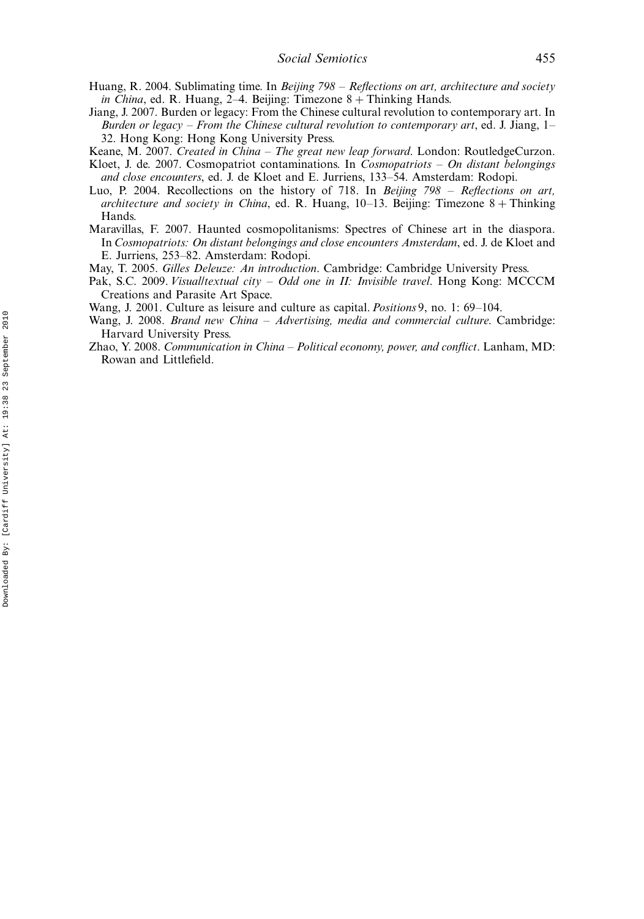Huang, R. 2004. Sublimating time. In *Beijing 798 – Reflections on art, architecture and society in China*, ed. R. Huang, 2–4. Beijing: Timezone 8 + Thinking Hands.

Jiang, J. 2007. Burden or legacy: From the Chinese cultural revolution to contemporary art. In *Burden or legacy – From the Chinese cultural revolution to contemporary art*, ed. J. Jiang, 1–32. Hong Kong: Hong Kong University Press.

Keane, M. 2007. *Created in China – The great new leap forward*. London: RoutledgeCurzon.

Kloet, J. de. 2007. Cosmopatriot contaminations. In *Cosmopatriots – On distant belongings and close encounters*, ed. J. de Kloet and E. Jurriens, 133–54. Amsterdam: Rodopi.

Luo, P. 2004. Recollections on the history of 718. In *Beijing 798 – Reflections on art, architecture and society in China*, ed. R. Huang, 10–13. Beijing: Timezone 8 + Thinking Hands.

Maravillas, F. 2007. Haunted cosmopolitanisms: Spectres of Chinese art in the diaspora. In *Cosmopatriots: On distant belongings and close encounters Amsterdam*, ed. J. de Kloet and E. Jurriens, 253–82. Amsterdam: Rodopi.

May, T. 2005. *Gilles Deleuze: An introduction*. Cambridge: Cambridge University Press.

Pak, S.C. 2009. *Visual/textual city – Odd one in II: Invisible travel*. Hong Kong: MCCCM Creations and Parasite Art Space.

Wang, J. 2001. Culture as leisure and culture as capital. *Positions* 9, no. 1: 69–104.

Wang, J. 2008. *Brand new China – Advertising, media and commercial culture*. Cambridge: Harvard University Press.

Zhao, Y. 2008. *Communication in China – Political economy, power, and conflict*. Lanham, MD: Rowan and Littlefield.